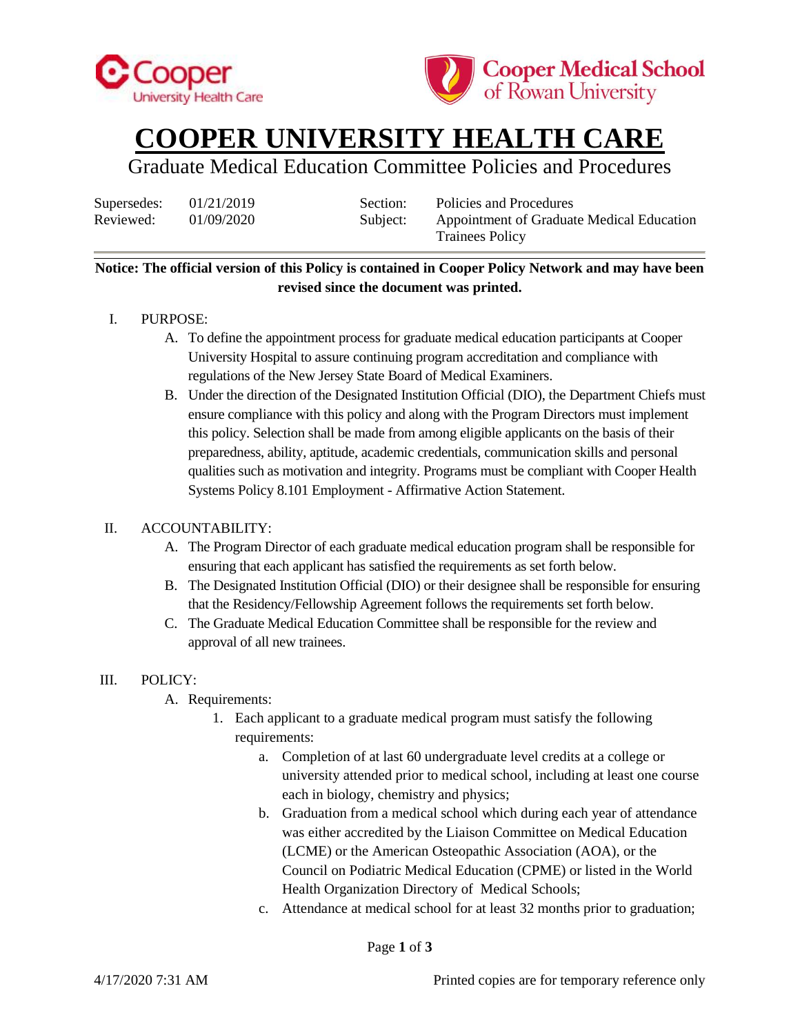# COOPER UNIVERSITY HEALTH CARE

## Graduate Medical Education Committee Policies and Procedures

| | | | |
|---|---|---|---|
| Supersedes: | 01/21/2019 | Section: | Policies and Procedures |
| Reviewed: | 01/09/2020 | Subject: | Appointment of Graduate Medical Education Trainees Policy |

**Notice: The official version of this Policy is contained in Cooper Policy Network and may have been revised since the document was printed.**

I. PURPOSE:

   A. To define the appointment process for graduate medical education participants at Cooper University Hospital to assure continuing program accreditation and compliance with regulations of the New Jersey State Board of Medical Examiners.

   B. Under the direction of the Designated Institution Official (DIO), the Department Chiefs must ensure compliance with this policy and along with the Program Directors must implement this policy. Selection shall be made from among eligible applicants on the basis of their preparedness, ability, aptitude, academic credentials, communication skills and personal qualities such as motivation and integrity. Programs must be compliant with Cooper Health Systems Policy 8.101 Employment - Affirmative Action Statement.

II. ACCOUNTABILITY:

   A. The Program Director of each graduate medical education program shall be responsible for ensuring that each applicant has satisfied the requirements as set forth below.

   B. The Designated Institution Official (DIO) or their designee shall be responsible for ensuring that the Residency/Fellowship Agreement follows the requirements set forth below.

   C. The Graduate Medical Education Committee shall be responsible for the review and approval of all new trainees.

III. POLICY:

   A. Requirements:

      1. Each applicant to a graduate medical program must satisfy the following requirements:

         a. Completion of at last 60 undergraduate level credits at a college or university attended prior to medical school, including at least one course each in biology, chemistry and physics;

         b. Graduation from a medical school which during each year of attendance was either accredited by the Liaison Committee on Medical Education (LCME) or the American Osteopathic Association (AOA), or the Council on Podiatric Medical Education (CPME) or listed in the World Health Organization Directory of Medical Schools;

         c. Attendance at medical school for at least 32 months prior to graduation;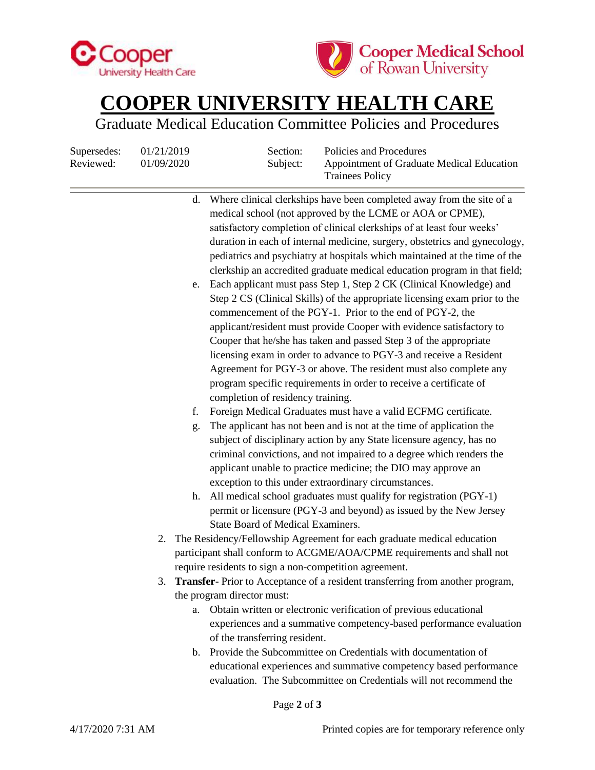d. Where clinical clerkships have been completed away from the site of a medical school (not approved by the LCME or AOA or CPME), satisfactory completion of clinical clerkships of at least four weeks' duration in each of internal medicine, surgery, obstetrics and gynecology, pediatrics and psychiatry at hospitals which maintained at the time of the clerkship an accredited graduate medical education program in that field;

e. Each applicant must pass Step 1, Step 2 CK (Clinical Knowledge) and Step 2 CS (Clinical Skills) of the appropriate licensing exam prior to the commencement of the PGY-1. Prior to the end of PGY-2, the applicant/resident must provide Cooper with evidence satisfactory to Cooper that he/she has taken and passed Step 3 of the appropriate licensing exam in order to advance to PGY-3 and receive a Resident Agreement for PGY-3 or above. The resident must also complete any program specific requirements in order to receive a certificate of completion of residency training.

f. Foreign Medical Graduates must have a valid ECFMG certificate.

g. The applicant has not been and is not at the time of application the subject of disciplinary action by any State licensure agency, has no criminal convictions, and not impaired to a degree which renders the applicant unable to practice medicine; the DIO may approve an exception to this under extraordinary circumstances.

h. All medical school graduates must qualify for registration (PGY-1) permit or licensure (PGY-3 and beyond) as issued by the New Jersey State Board of Medical Examiners.

2. The Residency/Fellowship Agreement for each graduate medical education participant shall conform to ACGME/AOA/CPME requirements and shall not require residents to sign a non-competition agreement.

3. **Transfer**- Prior to Acceptance of a resident transferring from another program, the program director must:

   a. Obtain written or electronic verification of previous educational experiences and a summative competency-based performance evaluation of the transferring resident.

   b. Provide the Subcommittee on Credentials with documentation of educational experiences and summative competency based performance evaluation. The Subcommittee on Credentials will not recommend the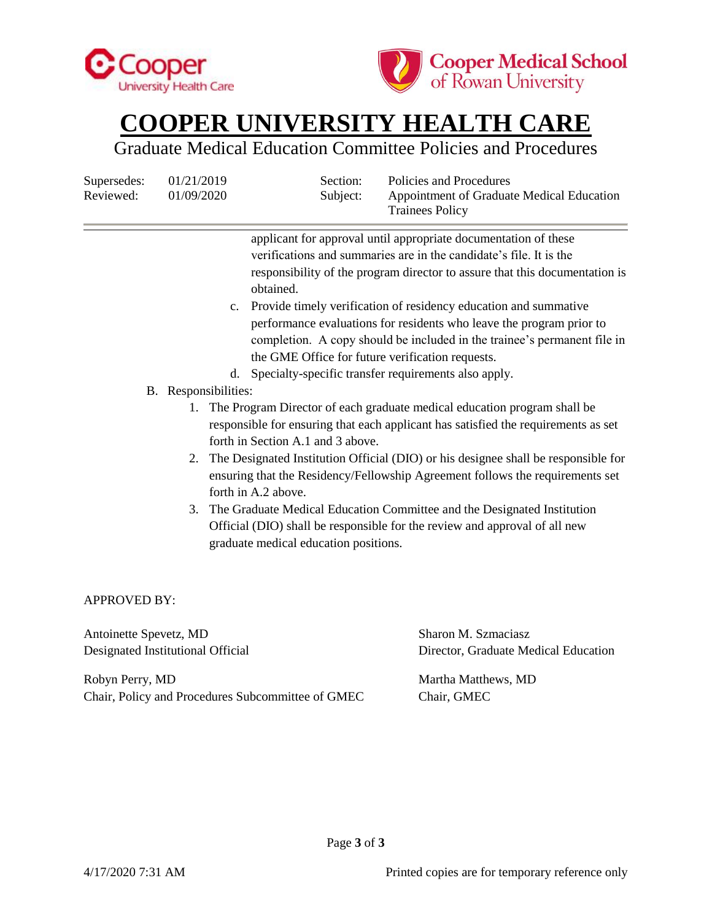applicant for approval until appropriate documentation of these verifications and summaries are in the candidate's file. It is the responsibility of the program director to assure that this documentation is obtained.

   c. Provide timely verification of residency education and summative performance evaluations for residents who leave the program prior to completion. A copy should be included in the trainee's permanent file in the GME Office for future verification requests.
   d. Specialty-specific transfer requirements also apply.

B. Responsibilities:

   1. The Program Director of each graduate medical education program shall be responsible for ensuring that each applicant has satisfied the requirements as set forth in Section A.1 and 3 above.
   2. The Designated Institution Official (DIO) or his designee shall be responsible for ensuring that the Residency/Fellowship Agreement follows the requirements set forth in A.2 above.
   3. The Graduate Medical Education Committee and the Designated Institution Official (DIO) shall be responsible for the review and approval of all new graduate medical education positions.

APPROVED BY:

Antoinette Spevetz, MD
Designated Institutional Official

Sharon M. Szmaciasz
Director, Graduate Medical Education

Robyn Perry, MD
Chair, Policy and Procedures Subcommittee of GMEC

Martha Matthews, MD
Chair, GMEC